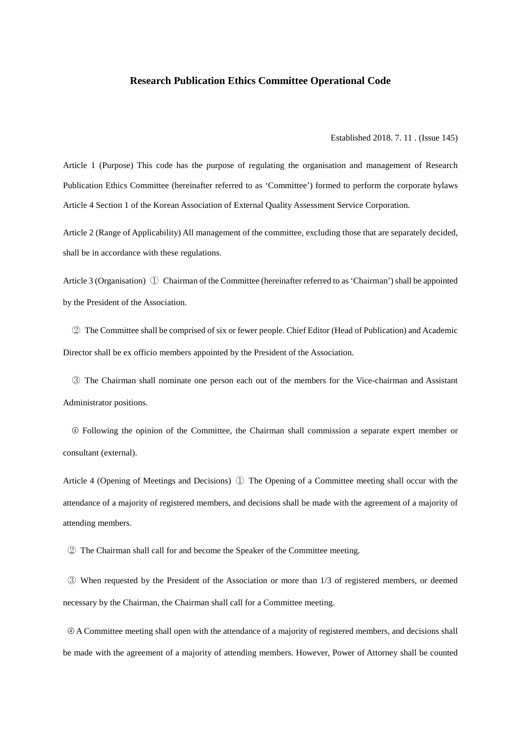# Research Publication Ethics Committee Operational Code

Established 2018. 7. 11 . (Issue 145)

Article 1 (Purpose) This code has the purpose of regulating the organisation and management of Research Publication Ethics Committee (hereinafter referred to as 'Committee') formed to perform the corporate bylaws Article 4 Section 1 of the Korean Association of External Quality Assessment Service Corporation.

Article 2 (Range of Applicability) All management of the committee, excluding those that are separately decided, shall be in accordance with these regulations.

Article 3 (Organisation) ① Chairman of the Committee (hereinafter referred to as 'Chairman') shall be appointed by the President of the Association.

② The Committee shall be comprised of six or fewer people. Chief Editor (Head of Publication) and Academic Director shall be ex officio members appointed by the President of the Association.

③ The Chairman shall nominate one person each out of the members for the Vice-chairman and Assistant Administrator positions.

④ Following the opinion of the Committee, the Chairman shall commission a separate expert member or consultant (external).

Article 4 (Opening of Meetings and Decisions) ① The Opening of a Committee meeting shall occur with the attendance of a majority of registered members, and decisions shall be made with the agreement of a majority of attending members.

② The Chairman shall call for and become the Speaker of the Committee meeting.

③ When requested by the President of the Association or more than 1/3 of registered members, or deemed necessary by the Chairman, the Chairman shall call for a Committee meeting.

④ A Committee meeting shall open with the attendance of a majority of registered members, and decisions shall be made with the agreement of a majority of attending members. However, Power of Attorney shall be counted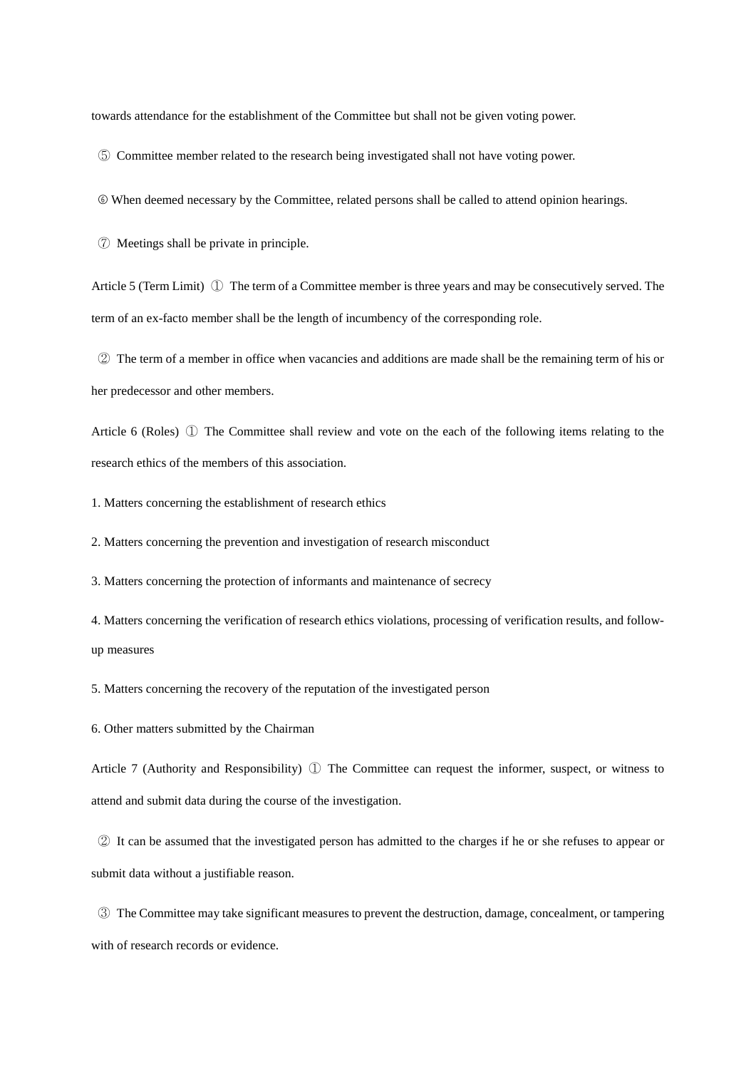towards attendance for the establishment of the Committee but shall not be given voting power.

⑤ Committee member related to the research being investigated shall not have voting power.

⑥ When deemed necessary by the Committee, related persons shall be called to attend opinion hearings.

⑦ Meetings shall be private in principle.

Article 5 (Term Limit) ① The term of a Committee member is three years and may be consecutively served. The term of an ex-facto member shall be the length of incumbency of the corresponding role.

② The term of a member in office when vacancies and additions are made shall be the remaining term of his or her predecessor and other members.

Article 6 (Roles) ① The Committee shall review and vote on the each of the following items relating to the research ethics of the members of this association.

1. Matters concerning the establishment of research ethics

2. Matters concerning the prevention and investigation of research misconduct

3. Matters concerning the protection of informants and maintenance of secrecy

4. Matters concerning the verification of research ethics violations, processing of verification results, and follow-up measures

5. Matters concerning the recovery of the reputation of the investigated person

6. Other matters submitted by the Chairman

Article 7 (Authority and Responsibility) ① The Committee can request the informer, suspect, or witness to attend and submit data during the course of the investigation.

② It can be assumed that the investigated person has admitted to the charges if he or she refuses to appear or submit data without a justifiable reason.

③ The Committee may take significant measures to prevent the destruction, damage, concealment, or tampering with of research records or evidence.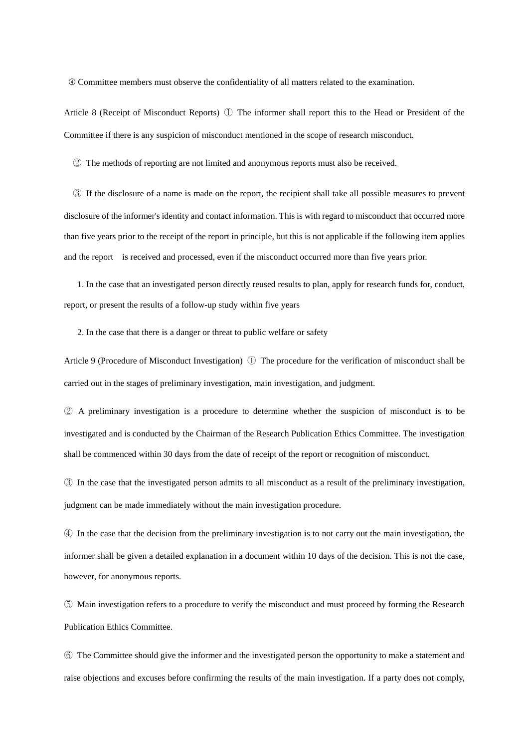④ Committee members must observe the confidentiality of all matters related to the examination.

Article 8 (Receipt of Misconduct Reports) ① The informer shall report this to the Head or President of the Committee if there is any suspicion of misconduct mentioned in the scope of research misconduct.

② The methods of reporting are not limited and anonymous reports must also be received.

③ If the disclosure of a name is made on the report, the recipient shall take all possible measures to prevent disclosure of the informer's identity and contact information. This is with regard to misconduct that occurred more than five years prior to the receipt of the report in principle, but this is not applicable if the following item applies and the report is received and processed, even if the misconduct occurred more than five years prior.

1. In the case that an investigated person directly reused results to plan, apply for research funds for, conduct, report, or present the results of a follow-up study within five years

2. In the case that there is a danger or threat to public welfare or safety

Article 9 (Procedure of Misconduct Investigation) ① The procedure for the verification of misconduct shall be carried out in the stages of preliminary investigation, main investigation, and judgment.

② A preliminary investigation is a procedure to determine whether the suspicion of misconduct is to be investigated and is conducted by the Chairman of the Research Publication Ethics Committee. The investigation shall be commenced within 30 days from the date of receipt of the report or recognition of misconduct.

③ In the case that the investigated person admits to all misconduct as a result of the preliminary investigation, judgment can be made immediately without the main investigation procedure.

④ In the case that the decision from the preliminary investigation is to not carry out the main investigation, the informer shall be given a detailed explanation in a document within 10 days of the decision. This is not the case, however, for anonymous reports.

⑤ Main investigation refers to a procedure to verify the misconduct and must proceed by forming the Research Publication Ethics Committee.

⑥ The Committee should give the informer and the investigated person the opportunity to make a statement and raise objections and excuses before confirming the results of the main investigation. If a party does not comply,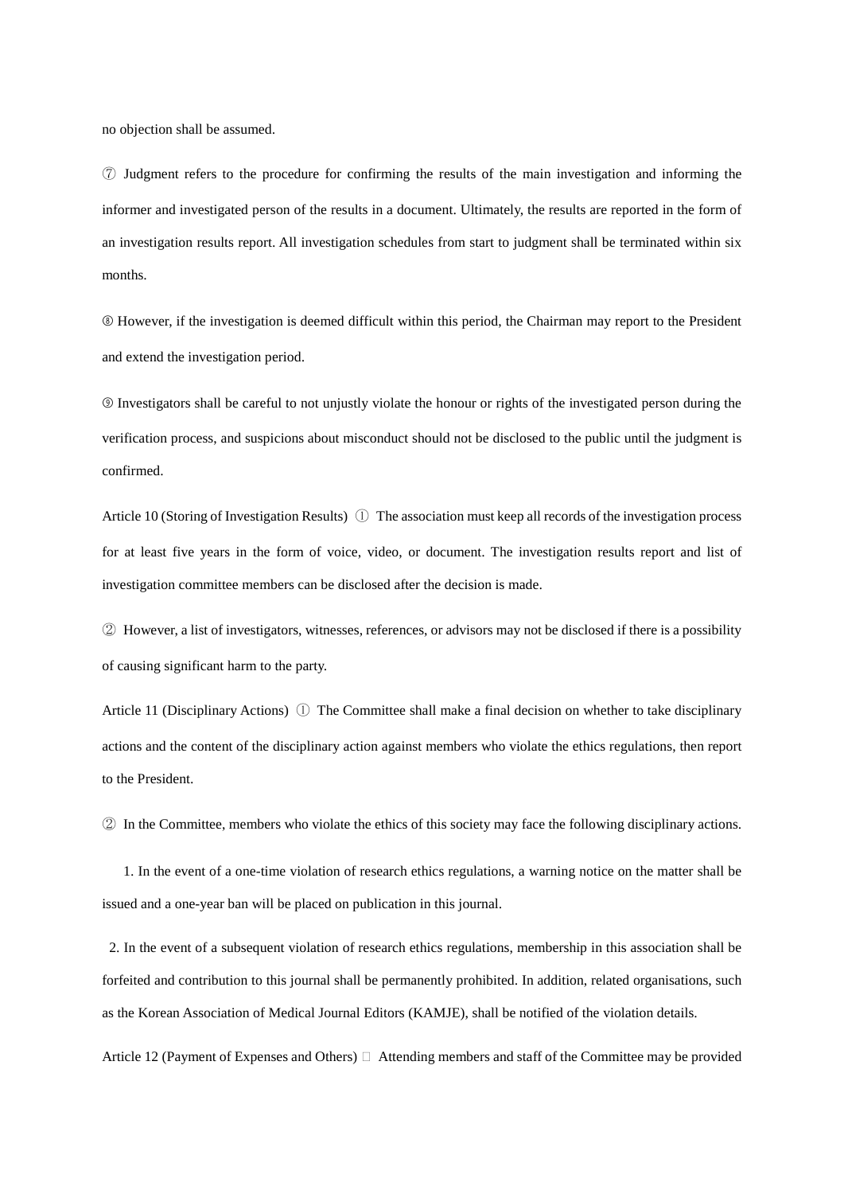no objection shall be assumed.

⑦ Judgment refers to the procedure for confirming the results of the main investigation and informing the informer and investigated person of the results in a document. Ultimately, the results are reported in the form of an investigation results report. All investigation schedules from start to judgment shall be terminated within six months.

⑧ However, if the investigation is deemed difficult within this period, the Chairman may report to the President and extend the investigation period.

⑨ Investigators shall be careful to not unjustly violate the honour or rights of the investigated person during the verification process, and suspicions about misconduct should not be disclosed to the public until the judgment is confirmed.

Article 10 (Storing of Investigation Results) ① The association must keep all records of the investigation process for at least five years in the form of voice, video, or document. The investigation results report and list of investigation committee members can be disclosed after the decision is made.

② However, a list of investigators, witnesses, references, or advisors may not be disclosed if there is a possibility of causing significant harm to the party.

Article 11 (Disciplinary Actions) ① The Committee shall make a final decision on whether to take disciplinary actions and the content of the disciplinary action against members who violate the ethics regulations, then report to the President.

② In the Committee, members who violate the ethics of this society may face the following disciplinary actions.

1. In the event of a one-time violation of research ethics regulations, a warning notice on the matter shall be issued and a one-year ban will be placed on publication in this journal.

2. In the event of a subsequent violation of research ethics regulations, membership in this association shall be forfeited and contribution to this journal shall be permanently prohibited. In addition, related organisations, such as the Korean Association of Medical Journal Editors (KAMJE), shall be notified of the violation details.

Article 12 (Payment of Expenses and Others)  Attending members and staff of the Committee may be provided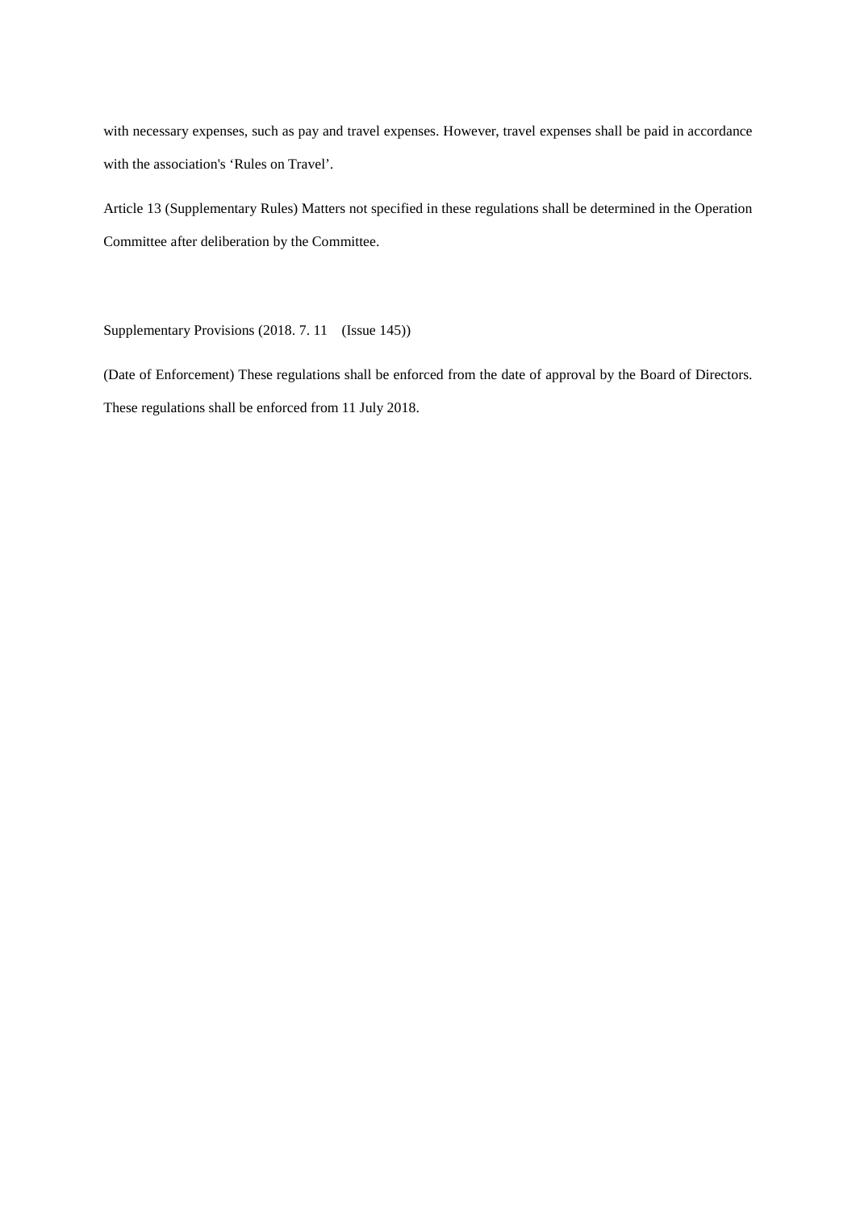with necessary expenses, such as pay and travel expenses. However, travel expenses shall be paid in accordance with the association's ‘Rules on Travel’.

Article 13 (Supplementary Rules) Matters not specified in these regulations shall be determined in the Operation Committee after deliberation by the Committee.

Supplementary Provisions (2018. 7. 11 (Issue 145))

(Date of Enforcement) These regulations shall be enforced from the date of approval by the Board of Directors. These regulations shall be enforced from 11 July 2018.